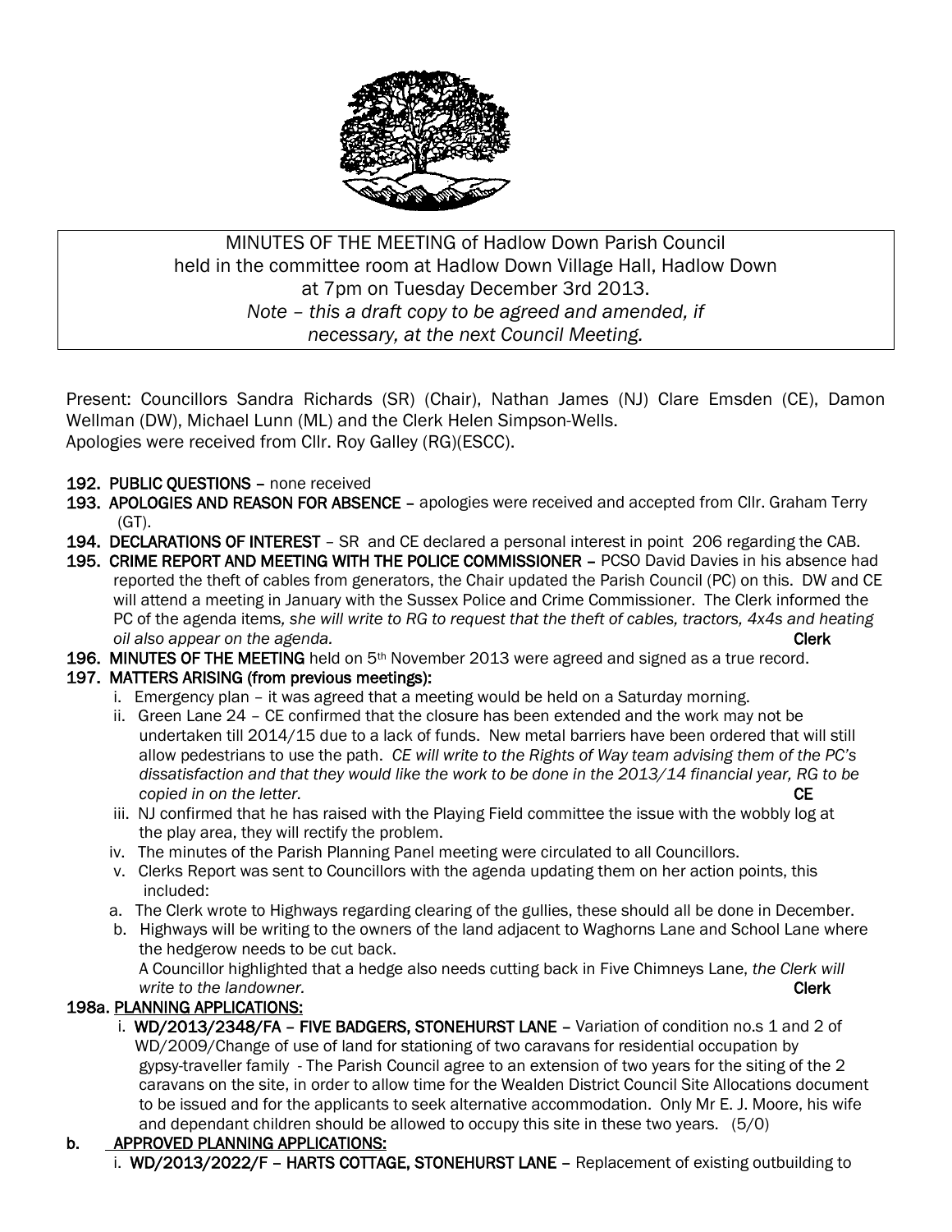MINUTES OF THE MEETING of Hadlow Down Parish Council
held in the committee room at Hadlow Down Village Hall, Hadlow Down
at 7pm on Tuesday December 3rd 2013.
*Note – this a draft copy to be agreed and amended, if necessary, at the next Council Meeting.*

Present: Councillors Sandra Richards (SR) (Chair), Nathan James (NJ) Clare Emsden (CE), Damon Wellman (DW), Michael Lunn (ML) and the Clerk Helen Simpson-Wells.
Apologies were received from Cllr. Roy Galley (RG)(ESCC).

**192. PUBLIC QUESTIONS –** none received

**193. APOLOGIES AND REASON FOR ABSENCE –** apologies were received and accepted from Cllr. Graham Terry (GT).

**194. DECLARATIONS OF INTEREST** – SR and CE declared a personal interest in point 206 regarding the CAB.

**195. CRIME REPORT AND MEETING WITH THE POLICE COMMISSIONER –** PCSO David Davies in his absence had reported the theft of cables from generators, the Chair updated the Parish Council (PC) on this. DW and CE will attend a meeting in January with the Sussex Police and Crime Commissioner. The Clerk informed the PC of the agenda items, *she will write to RG to request that the theft of cables, tractors, 4x4s and heating oil also appear on the agenda.* **Clerk**

**196. MINUTES OF THE MEETING** held on 5th November 2013 were agreed and signed as a true record.

**197. MATTERS ARISING (from previous meetings):**

i. Emergency plan – it was agreed that a meeting would be held on a Saturday morning.

ii. Green Lane 24 – CE confirmed that the closure has been extended and the work may not be undertaken till 2014/15 due to a lack of funds. New metal barriers have been ordered that will still allow pedestrians to use the path. *CE will write to the Rights of Way team advising them of the PC's dissatisfaction and that they would like the work to be done in the 2013/14 financial year, RG to be copied in on the letter.* **CE**

iii. NJ confirmed that he has raised with the Playing Field committee the issue with the wobbly log at the play area, they will rectify the problem.

iv. The minutes of the Parish Planning Panel meeting were circulated to all Councillors.

v. Clerks Report was sent to Councillors with the agenda updating them on her action points, this included:

a. The Clerk wrote to Highways regarding clearing of the gullies, these should all be done in December.

b. Highways will be writing to the owners of the land adjacent to Waghorns Lane and School Lane where the hedgerow needs to be cut back.
A Councillor highlighted that a hedge also needs cutting back in Five Chimneys Lane, *the Clerk will write to the landowner.* **Clerk**

**198a. PLANNING APPLICATIONS:**

i. **WD/2013/2348/FA – FIVE BADGERS, STONEHURST LANE –** Variation of condition no.s 1 and 2 of WD/2009/Change of use of land for stationing of two caravans for residential occupation by gypsy-traveller family - The Parish Council agree to an extension of two years for the siting of the 2 caravans on the site, in order to allow time for the Wealden District Council Site Allocations document to be issued and for the applicants to seek alternative accommodation. Only Mr E. J. Moore, his wife and dependant children should be allowed to occupy this site in these two years. (5/0)

**b. APPROVED PLANNING APPLICATIONS:**

i. **WD/2013/2022/F – HARTS COTTAGE, STONEHURST LANE –** Replacement of existing outbuilding to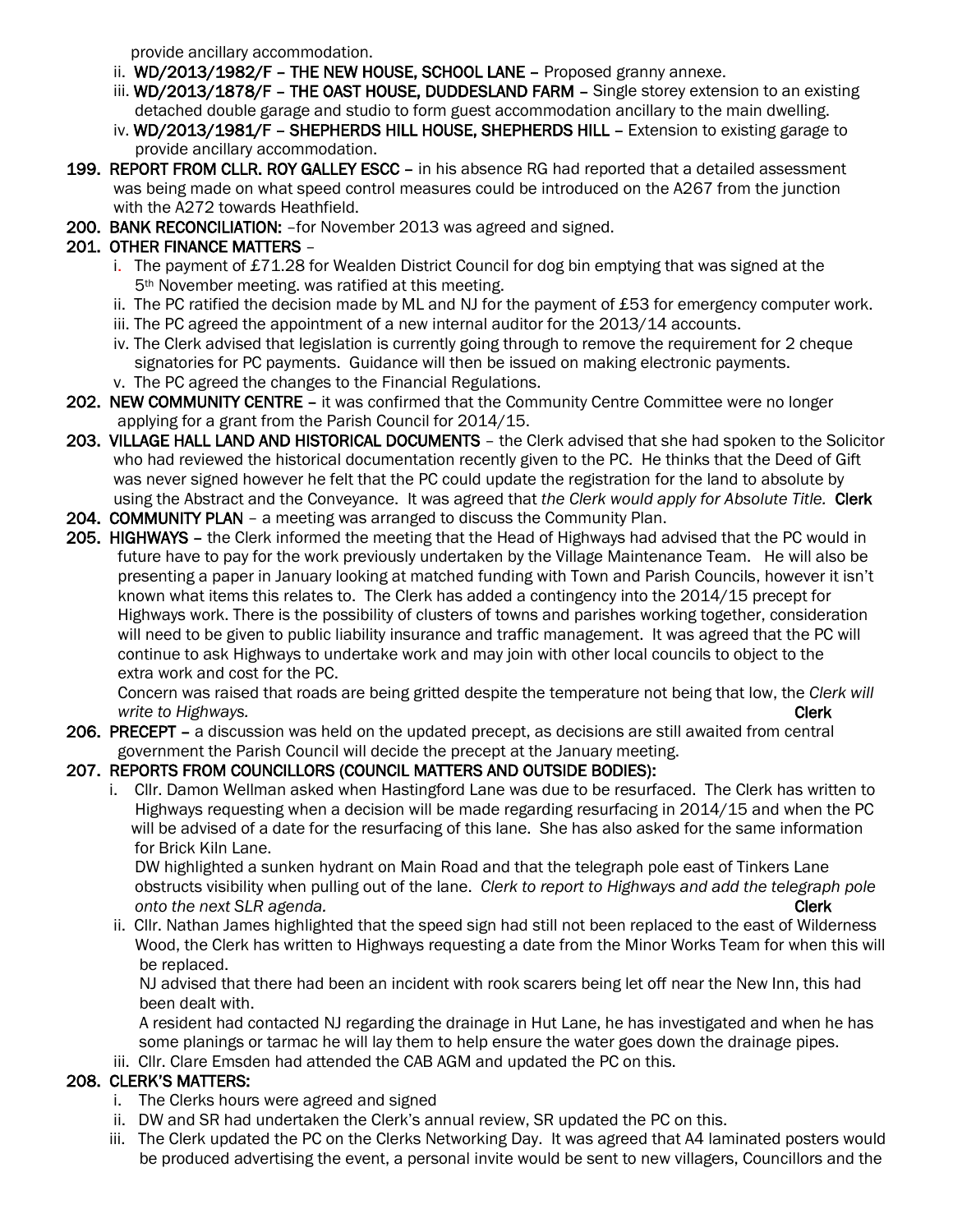provide ancillary accommodation.

ii. **WD/2013/1982/F – THE NEW HOUSE, SCHOOL LANE –** Proposed granny annexe.

iii. **WD/2013/1878/F – THE OAST HOUSE, DUDDESLAND FARM –** Single storey extension to an existing detached double garage and studio to form guest accommodation ancillary to the main dwelling.

iv. **WD/2013/1981/F – SHEPHERDS HILL HOUSE, SHEPHERDS HILL –** Extension to existing garage to provide ancillary accommodation.

**199. REPORT FROM CLLR. ROY GALLEY ESCC –** in his absence RG had reported that a detailed assessment was being made on what speed control measures could be introduced on the A267 from the junction with the A272 towards Heathfield.

**200. BANK RECONCILIATION:** –for November 2013 was agreed and signed.

**201. OTHER FINANCE MATTERS** –

i. The payment of £71.28 for Wealden District Council for dog bin emptying that was signed at the 5th November meeting. was ratified at this meeting.

ii. The PC ratified the decision made by ML and NJ for the payment of £53 for emergency computer work.

iii. The PC agreed the appointment of a new internal auditor for the 2013/14 accounts.

iv. The Clerk advised that legislation is currently going through to remove the requirement for 2 cheque signatories for PC payments. Guidance will then be issued on making electronic payments.

v. The PC agreed the changes to the Financial Regulations.

**202. NEW COMMUNITY CENTRE –** it was confirmed that the Community Centre Committee were no longer applying for a grant from the Parish Council for 2014/15.

**203. VILLAGE HALL LAND AND HISTORICAL DOCUMENTS** – the Clerk advised that she had spoken to the Solicitor who had reviewed the historical documentation recently given to the PC. He thinks that the Deed of Gift was never signed however he felt that the PC could update the registration for the land to absolute by using the Abstract and the Conveyance. It was agreed that *the Clerk would apply for Absolute Title.* **Clerk**

**204. COMMUNITY PLAN** – a meeting was arranged to discuss the Community Plan.

**205. HIGHWAYS –** the Clerk informed the meeting that the Head of Highways had advised that the PC would in future have to pay for the work previously undertaken by the Village Maintenance Team. He will also be presenting a paper in January looking at matched funding with Town and Parish Councils, however it isn't known what items this relates to. The Clerk has added a contingency into the 2014/15 precept for Highways work. There is the possibility of clusters of towns and parishes working together, consideration will need to be given to public liability insurance and traffic management. It was agreed that the PC will continue to ask Highways to undertake work and may join with other local councils to object to the extra work and cost for the PC.

Concern was raised that roads are being gritted despite the temperature not being that low, the *Clerk will write to Highways.* **Clerk**

**206. PRECEPT –** a discussion was held on the updated precept, as decisions are still awaited from central government the Parish Council will decide the precept at the January meeting.

**207. REPORTS FROM COUNCILLORS (COUNCIL MATTERS AND OUTSIDE BODIES):**

i. Cllr. Damon Wellman asked when Hastingford Lane was due to be resurfaced. The Clerk has written to Highways requesting when a decision will be made regarding resurfacing in 2014/15 and when the PC will be advised of a date for the resurfacing of this lane. She has also asked for the same information for Brick Kiln Lane.

DW highlighted a sunken hydrant on Main Road and that the telegraph pole east of Tinkers Lane obstructs visibility when pulling out of the lane. *Clerk to report to Highways and add the telegraph pole onto the next SLR agenda.* **Clerk**

ii. Cllr. Nathan James highlighted that the speed sign had still not been replaced to the east of Wilderness Wood, the Clerk has written to Highways requesting a date from the Minor Works Team for when this will be replaced.

NJ advised that there had been an incident with rook scarers being let off near the New Inn, this had been dealt with.

A resident had contacted NJ regarding the drainage in Hut Lane, he has investigated and when he has some planings or tarmac he will lay them to help ensure the water goes down the drainage pipes.

iii. Cllr. Clare Emsden had attended the CAB AGM and updated the PC on this.

**208. CLERK'S MATTERS:**

i. The Clerks hours were agreed and signed

ii. DW and SR had undertaken the Clerk's annual review, SR updated the PC on this.

iii. The Clerk updated the PC on the Clerks Networking Day. It was agreed that A4 laminated posters would be produced advertising the event, a personal invite would be sent to new villagers, Councillors and the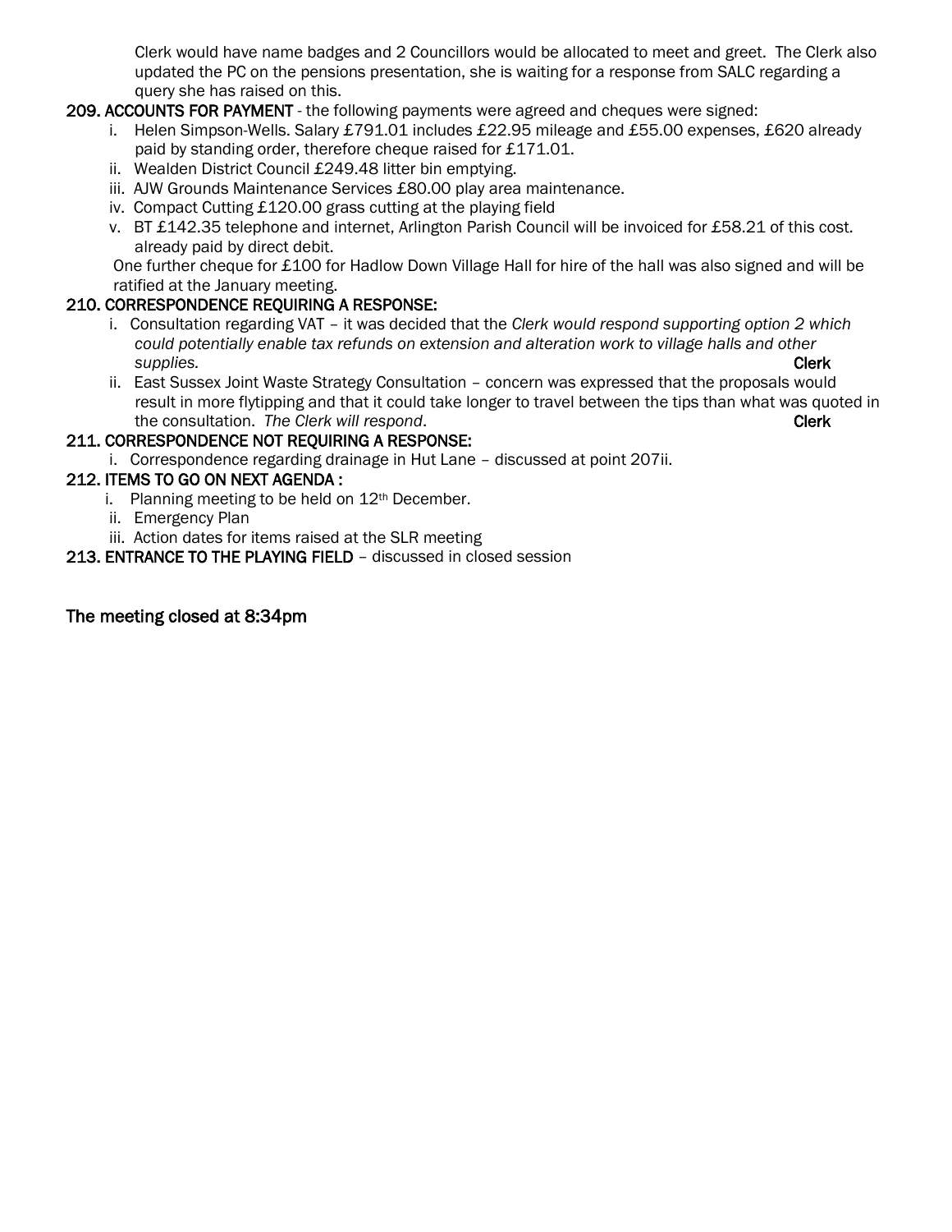Clerk would have name badges and 2 Councillors would be allocated to meet and greet. The Clerk also updated the PC on the pensions presentation, she is waiting for a response from SALC regarding a query she has raised on this.

**209. ACCOUNTS FOR PAYMENT** - the following payments were agreed and cheques were signed:

i. Helen Simpson-Wells. Salary £791.01 includes £22.95 mileage and £55.00 expenses, £620 already paid by standing order, therefore cheque raised for £171.01.
ii. Wealden District Council £249.48 litter bin emptying.
iii. AJW Grounds Maintenance Services £80.00 play area maintenance.
iv. Compact Cutting £120.00 grass cutting at the playing field
v. BT £142.35 telephone and internet, Arlington Parish Council will be invoiced for £58.21 of this cost. already paid by direct debit.

One further cheque for £100 for Hadlow Down Village Hall for hire of the hall was also signed and will be ratified at the January meeting.

**210. CORRESPONDENCE REQUIRING A RESPONSE:**

i. Consultation regarding VAT – it was decided that the *Clerk would respond supporting option 2 which could potentially enable tax refunds on extension and alteration work to village halls and other supplies.* **Clerk**
ii. East Sussex Joint Waste Strategy Consultation – concern was expressed that the proposals would result in more flytipping and that it could take longer to travel between the tips than what was quoted in the consultation. *The Clerk will respond*. **Clerk**

**211. CORRESPONDENCE NOT REQUIRING A RESPONSE:**

i. Correspondence regarding drainage in Hut Lane – discussed at point 207ii.

**212. ITEMS TO GO ON NEXT AGENDA :**

i. Planning meeting to be held on 12th December.
ii. Emergency Plan
iii. Action dates for items raised at the SLR meeting

**213. ENTRANCE TO THE PLAYING FIELD** – discussed in closed session

**The meeting closed at 8:34pm**